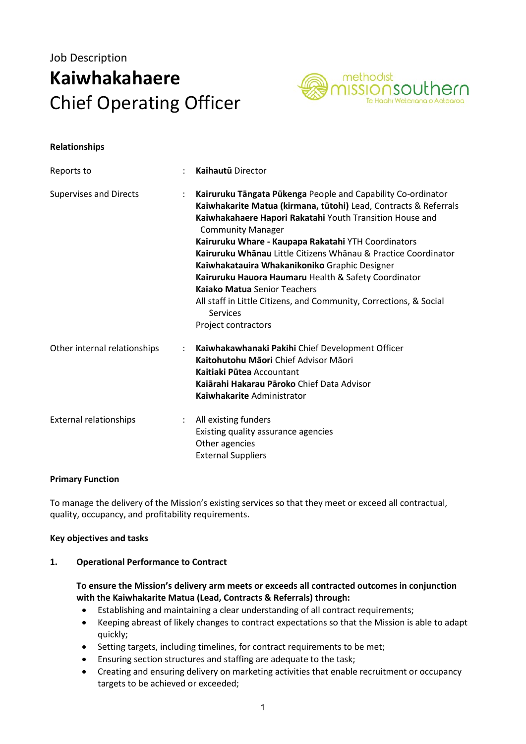Job Description

# Kaiwhakahaere

Chief Operating Officer

**Relationships**

| | | |
|---|---|---|
| Reports to | : | **Kaihautū** Director |
| Supervises and Directs | : | **Kairuruku Tāngata Pūkenga** People and Capability Co-ordinator<br>**Kaiwhakarite Matua (kirmana, tūtohi)** Lead, Contracts & Referrals<br>**Kaiwhakahaere Hapori Rakatahi** Youth Transition House and Community Manager<br>**Kairuruku Whare - Kaupapa Rakatahi** YTH Coordinators<br>**Kairuruku Whānau** Little Citizens Whānau & Practice Coordinator<br>**Kaiwhakatauira Whakanikoniko** Graphic Designer<br>**Kairuruku Hauora Haumaru** Health & Safety Coordinator<br>**Kaiako Matua** Senior Teachers<br>All staff in Little Citizens, and Community, Corrections, & Social Services<br>Project contractors |
| Other internal relationships | : | **Kaiwhakawhanaki Pakihi** Chief Development Officer<br>**Kaitohutohu Māori** Chief Advisor Māori<br>**Kaitiaki Pūtea** Accountant<br>**Kaiārahi Hakarau Pāroko** Chief Data Advisor<br>**Kaiwhakarite** Administrator |
| External relationships | : | All existing funders<br>Existing quality assurance agencies<br>Other agencies<br>External Suppliers |

**Primary Function**

To manage the delivery of the Mission's existing services so that they meet or exceed all contractual, quality, occupancy, and profitability requirements.

**Key objectives and tasks**

**1. Operational Performance to Contract**

**To ensure the Mission's delivery arm meets or exceeds all contracted outcomes in conjunction with the Kaiwhakarite Matua (Lead, Contracts & Referrals) through:**

- Establishing and maintaining a clear understanding of all contract requirements;
- Keeping abreast of likely changes to contract expectations so that the Mission is able to adapt quickly;
- Setting targets, including timelines, for contract requirements to be met;
- Ensuring section structures and staffing are adequate to the task;
- Creating and ensuring delivery on marketing activities that enable recruitment or occupancy targets to be achieved or exceeded;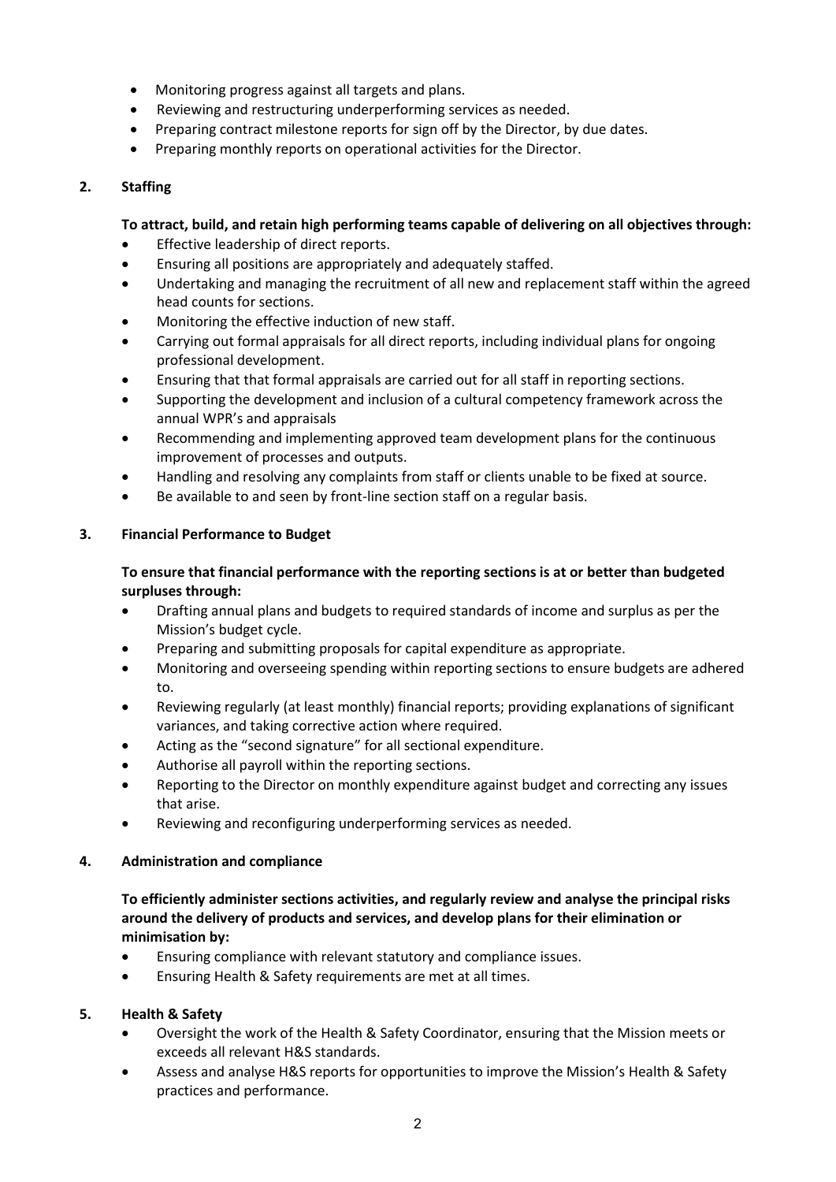- Monitoring progress against all targets and plans.
- Reviewing and restructuring underperforming services as needed.
- Preparing contract milestone reports for sign off by the Director, by due dates.
- Preparing monthly reports on operational activities for the Director.

**2. Staffing**

**To attract, build, and retain high performing teams capable of delivering on all objectives through:**

- Effective leadership of direct reports.
- Ensuring all positions are appropriately and adequately staffed.
- Undertaking and managing the recruitment of all new and replacement staff within the agreed head counts for sections.
- Monitoring the effective induction of new staff.
- Carrying out formal appraisals for all direct reports, including individual plans for ongoing professional development.
- Ensuring that that formal appraisals are carried out for all staff in reporting sections.
- Supporting the development and inclusion of a cultural competency framework across the annual WPR's and appraisals
- Recommending and implementing approved team development plans for the continuous improvement of processes and outputs.
- Handling and resolving any complaints from staff or clients unable to be fixed at source.
- Be available to and seen by front-line section staff on a regular basis.

**3. Financial Performance to Budget**

**To ensure that financial performance with the reporting sections is at or better than budgeted surpluses through:**

- Drafting annual plans and budgets to required standards of income and surplus as per the Mission's budget cycle.
- Preparing and submitting proposals for capital expenditure as appropriate.
- Monitoring and overseeing spending within reporting sections to ensure budgets are adhered to.
- Reviewing regularly (at least monthly) financial reports; providing explanations of significant variances, and taking corrective action where required.
- Acting as the "second signature" for all sectional expenditure.
- Authorise all payroll within the reporting sections.
- Reporting to the Director on monthly expenditure against budget and correcting any issues that arise.
- Reviewing and reconfiguring underperforming services as needed.

**4. Administration and compliance**

**To efficiently administer sections activities, and regularly review and analyse the principal risks around the delivery of products and services, and develop plans for their elimination or minimisation by:**

- Ensuring compliance with relevant statutory and compliance issues.
- Ensuring Health & Safety requirements are met at all times.

**5. Health & Safety**

- Oversight the work of the Health & Safety Coordinator, ensuring that the Mission meets or exceeds all relevant H&S standards.
- Assess and analyse H&S reports for opportunities to improve the Mission's Health & Safety practices and performance.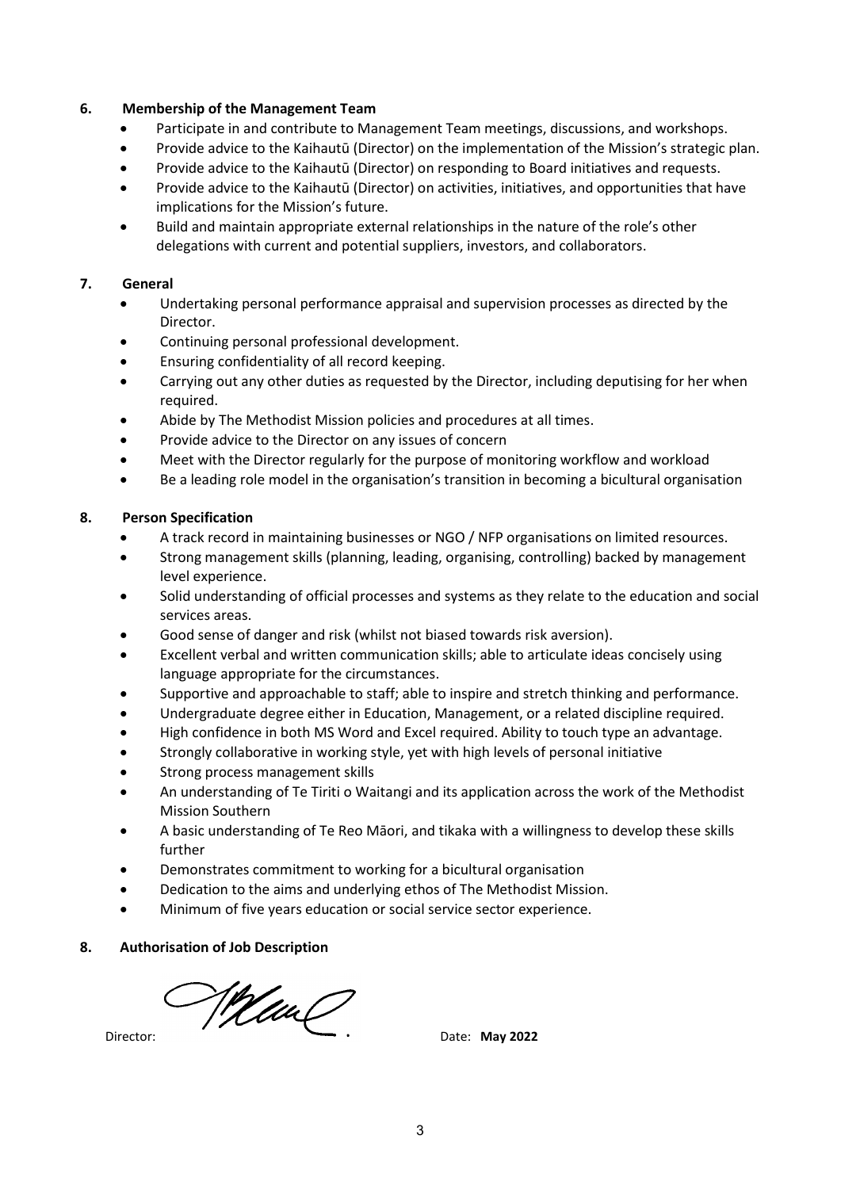**6. Membership of the Management Team**

- Participate in and contribute to Management Team meetings, discussions, and workshops.
- Provide advice to the Kaihautū (Director) on the implementation of the Mission's strategic plan.
- Provide advice to the Kaihautū (Director) on responding to Board initiatives and requests.
- Provide advice to the Kaihautū (Director) on activities, initiatives, and opportunities that have implications for the Mission's future.
- Build and maintain appropriate external relationships in the nature of the role's other delegations with current and potential suppliers, investors, and collaborators.

**7. General**

- Undertaking personal performance appraisal and supervision processes as directed by the Director.
- Continuing personal professional development.
- Ensuring confidentiality of all record keeping.
- Carrying out any other duties as requested by the Director, including deputising for her when required.
- Abide by The Methodist Mission policies and procedures at all times.
- Provide advice to the Director on any issues of concern
- Meet with the Director regularly for the purpose of monitoring workflow and workload
- Be a leading role model in the organisation's transition in becoming a bicultural organisation

**8. Person Specification**

- A track record in maintaining businesses or NGO / NFP organisations on limited resources.
- Strong management skills (planning, leading, organising, controlling) backed by management level experience.
- Solid understanding of official processes and systems as they relate to the education and social services areas.
- Good sense of danger and risk (whilst not biased towards risk aversion).
- Excellent verbal and written communication skills; able to articulate ideas concisely using language appropriate for the circumstances.
- Supportive and approachable to staff; able to inspire and stretch thinking and performance.
- Undergraduate degree either in Education, Management, or a related discipline required.
- High confidence in both MS Word and Excel required. Ability to touch type an advantage.
- Strongly collaborative in working style, yet with high levels of personal initiative
- Strong process management skills
- An understanding of Te Tiriti o Waitangi and its application across the work of the Methodist Mission Southern
- A basic understanding of Te Reo Māori, and tikaka with a willingness to develop these skills further
- Demonstrates commitment to working for a bicultural organisation
- Dedication to the aims and underlying ethos of The Methodist Mission.
- Minimum of five years education or social service sector experience.

**8. Authorisation of Job Description**

Director: [signature] Date: **May 2022**